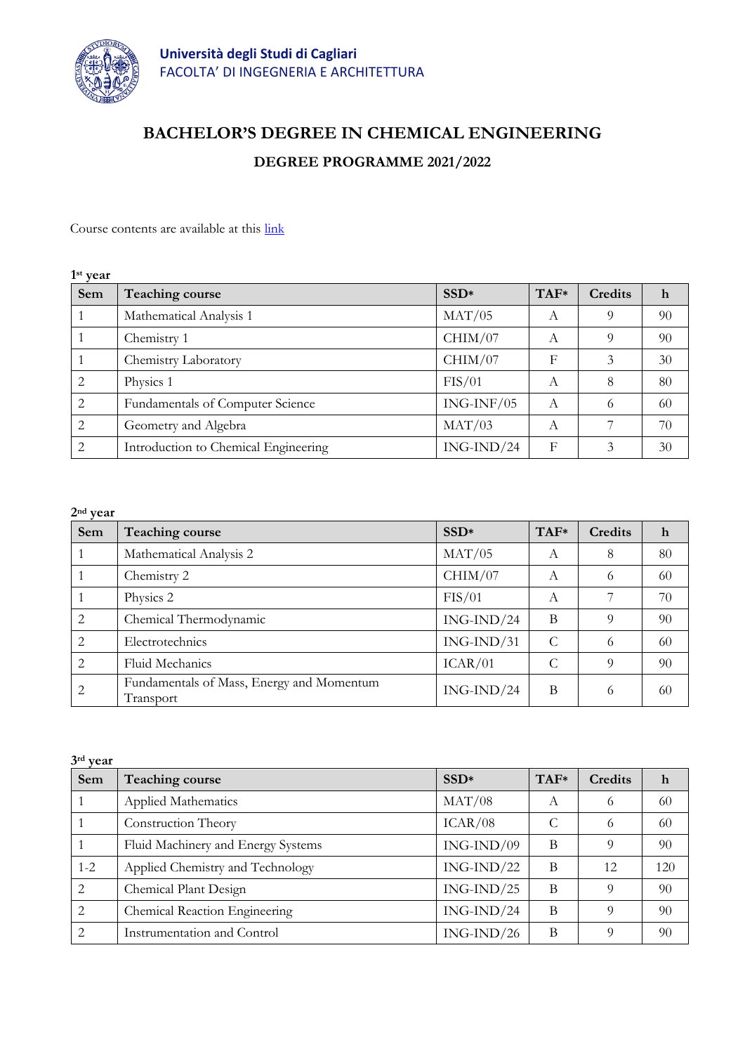**Università degli Studi di Cagliari**
FACOLTA' DI INGEGNERIA E ARCHITETTURA

# BACHELOR'S DEGREE IN CHEMICAL ENGINEERING

## DEGREE PROGRAMME 2021/2022

Course contents are available at this link

**1st year**

| Sem | Teaching course | SSD* | TAF* | Credits | h |
|---|---|---|---|---|---|
| 1 | Mathematical Analysis 1 | MAT/05 | A | 9 | 90 |
| 1 | Chemistry 1 | CHIM/07 | A | 9 | 90 |
| 1 | Chemistry Laboratory | CHIM/07 | F | 3 | 30 |
| 2 | Physics 1 | FIS/01 | A | 8 | 80 |
| 2 | Fundamentals of Computer Science | ING-INF/05 | A | 6 | 60 |
| 2 | Geometry and Algebra | MAT/03 | A | 7 | 70 |
| 2 | Introduction to Chemical Engineering | ING-IND/24 | F | 3 | 30 |

**2nd year**

| Sem | Teaching course | SSD* | TAF* | Credits | h |
|---|---|---|---|---|---|
| 1 | Mathematical Analysis 2 | MAT/05 | A | 8 | 80 |
| 1 | Chemistry 2 | CHIM/07 | A | 6 | 60 |
| 1 | Physics 2 | FIS/01 | A | 7 | 70 |
| 2 | Chemical Thermodynamic | ING-IND/24 | B | 9 | 90 |
| 2 | Electrotechnics | ING-IND/31 | C | 6 | 60 |
| 2 | Fluid Mechanics | ICAR/01 | C | 9 | 90 |
| 2 | Fundamentals of Mass, Energy and Momentum Transport | ING-IND/24 | B | 6 | 60 |

**3rd year**

| Sem | Teaching course | SSD* | TAF* | Credits | h |
|---|---|---|---|---|---|
| 1 | Applied Mathematics | MAT/08 | A | 6 | 60 |
| 1 | Construction Theory | ICAR/08 | C | 6 | 60 |
| 1 | Fluid Machinery and Energy Systems | ING-IND/09 | B | 9 | 90 |
| 1-2 | Applied Chemistry and Technology | ING-IND/22 | B | 12 | 120 |
| 2 | Chemical Plant Design | ING-IND/25 | B | 9 | 90 |
| 2 | Chemical Reaction Engineering | ING-IND/24 | B | 9 | 90 |
| 2 | Instrumentation and Control | ING-IND/26 | B | 9 | 90 |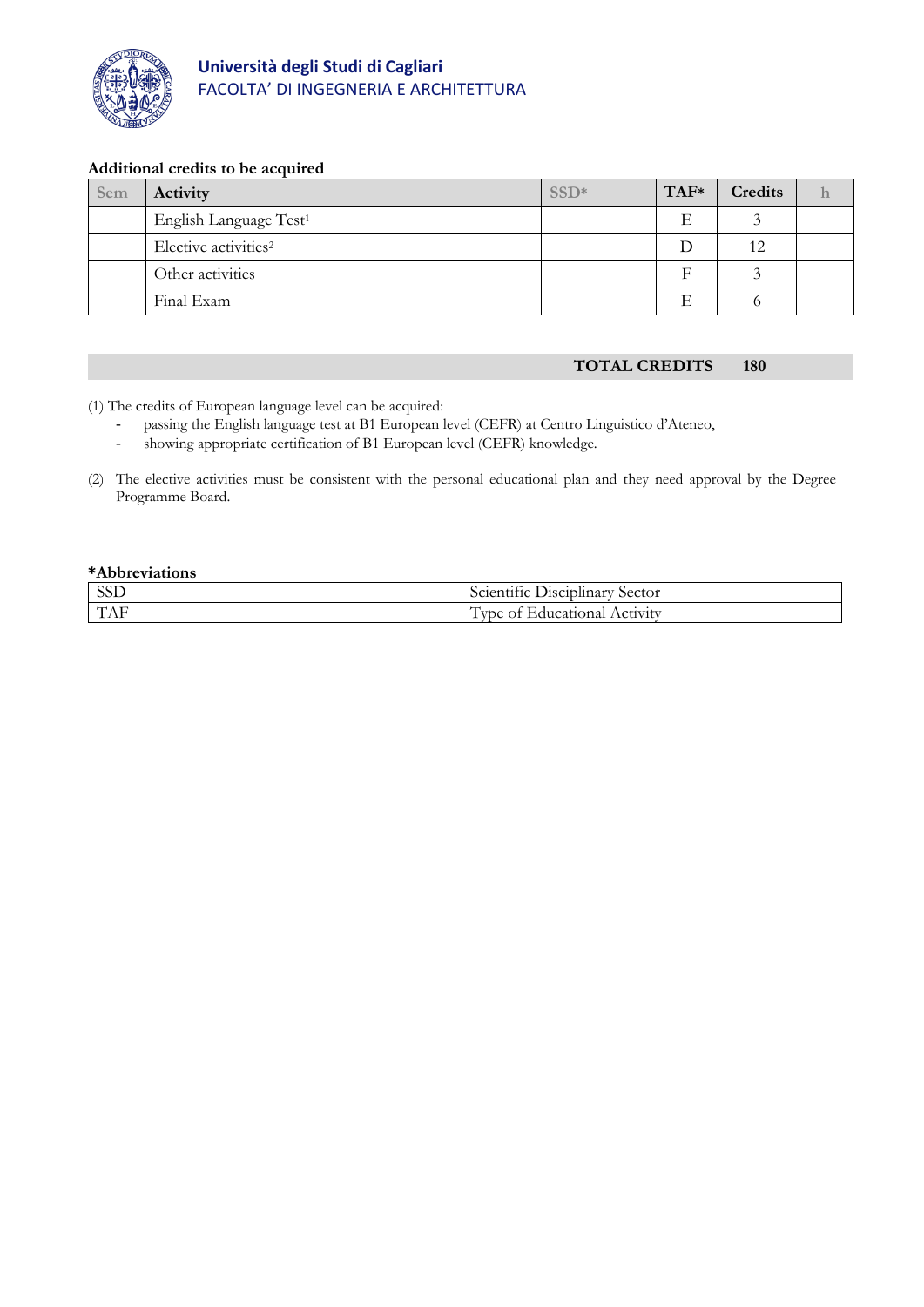Università degli Studi di Cagliari
FACOLTA' DI INGEGNERIA E ARCHITETTURA

**Additional credits to be acquired**

| Sem | Activity | SSD* | TAF* | Credits | h |
|---|---|---|---|---|---|
| | English Language Test[1] | | E | 3 | |
| | Elective activities[2] | | D | 12 | |
| | Other activities | | F | 3 | |
| | Final Exam | | E | 6 | |

**TOTAL CREDITS 180**

(1) The credits of European language level can be acquired:
- passing the English language test at B1 European level (CEFR) at Centro Linguistico d'Ateneo,
- showing appropriate certification of B1 European level (CEFR) knowledge.

(2) The elective activities must be consistent with the personal educational plan and they need approval by the Degree Programme Board.

**\*Abbreviations**

| | |
|---|---|
| SSD | Scientific Disciplinary Sector |
| TAF | Type of Educational Activity |